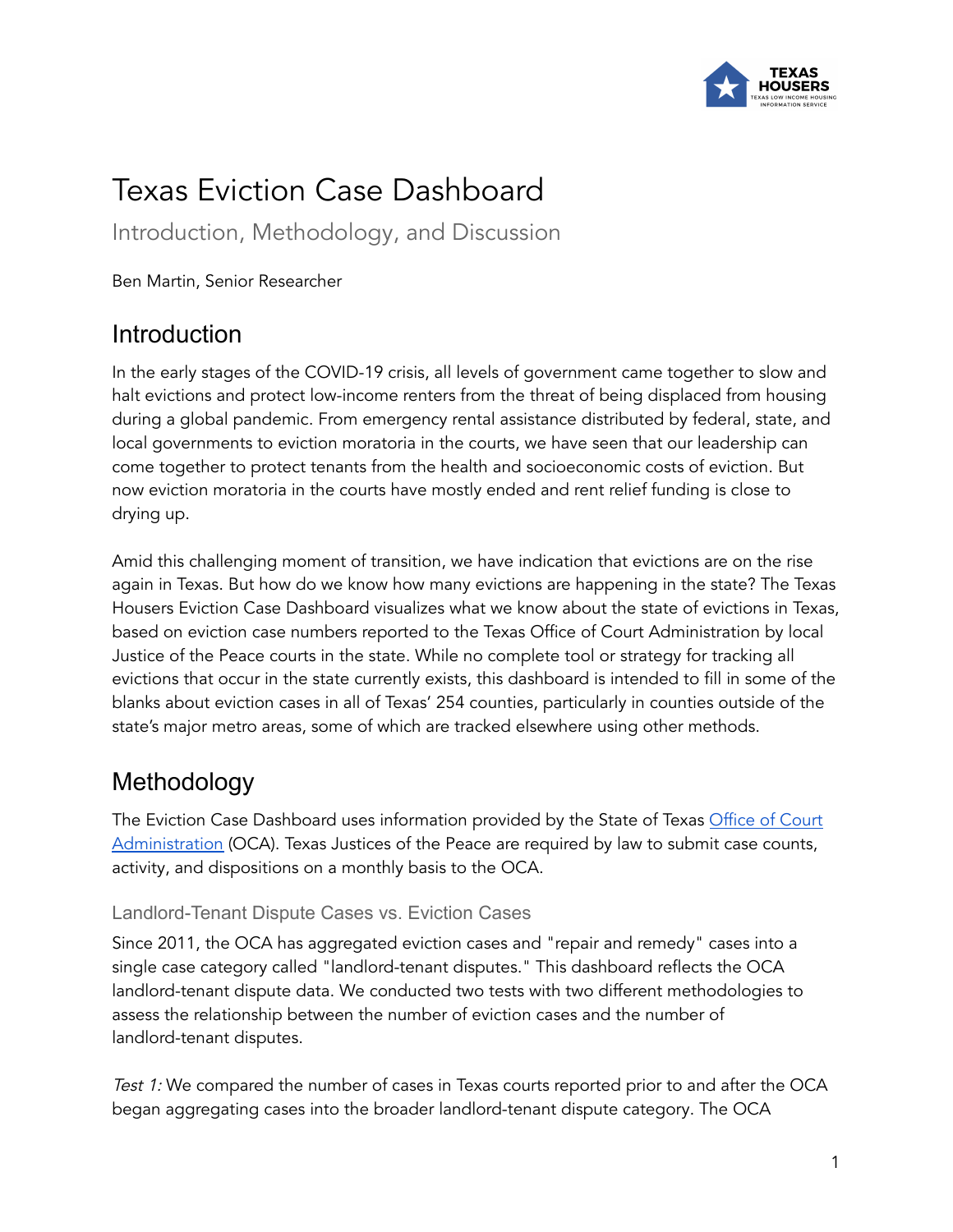# Texas Eviction Case Dashboard

Introduction, Methodology, and Discussion

Ben Martin, Senior Researcher

## Introduction

In the early stages of the COVID-19 crisis, all levels of government came together to slow and halt evictions and protect low-income renters from the threat of being displaced from housing during a global pandemic. From emergency rental assistance distributed by federal, state, and local governments to eviction moratoria in the courts, we have seen that our leadership can come together to protect tenants from the health and socioeconomic costs of eviction. But now eviction moratoria in the courts have mostly ended and rent relief funding is close to drying up.

Amid this challenging moment of transition, we have indication that evictions are on the rise again in Texas. But how do we know how many evictions are happening in the state? The Texas Housers Eviction Case Dashboard visualizes what we know about the state of evictions in Texas, based on eviction case numbers reported to the Texas Office of Court Administration by local Justice of the Peace courts in the state. While no complete tool or strategy for tracking all evictions that occur in the state currently exists, this dashboard is intended to fill in some of the blanks about eviction cases in all of Texas' 254 counties, particularly in counties outside of the state's major metro areas, some of which are tracked elsewhere using other methods.

## Methodology

The Eviction Case Dashboard uses information provided by the State of Texas [Office of Court Administration](#) (OCA). Texas Justices of the Peace are required by law to submit case counts, activity, and dispositions on a monthly basis to the OCA.

### Landlord-Tenant Dispute Cases vs. Eviction Cases

Since 2011, the OCA has aggregated eviction cases and "repair and remedy" cases into a single case category called "landlord-tenant disputes." This dashboard reflects the OCA landlord-tenant dispute data. We conducted two tests with two different methodologies to assess the relationship between the number of eviction cases and the number of landlord-tenant disputes.

*Test 1:* We compared the number of cases in Texas courts reported prior to and after the OCA began aggregating cases into the broader landlord-tenant dispute category. The OCA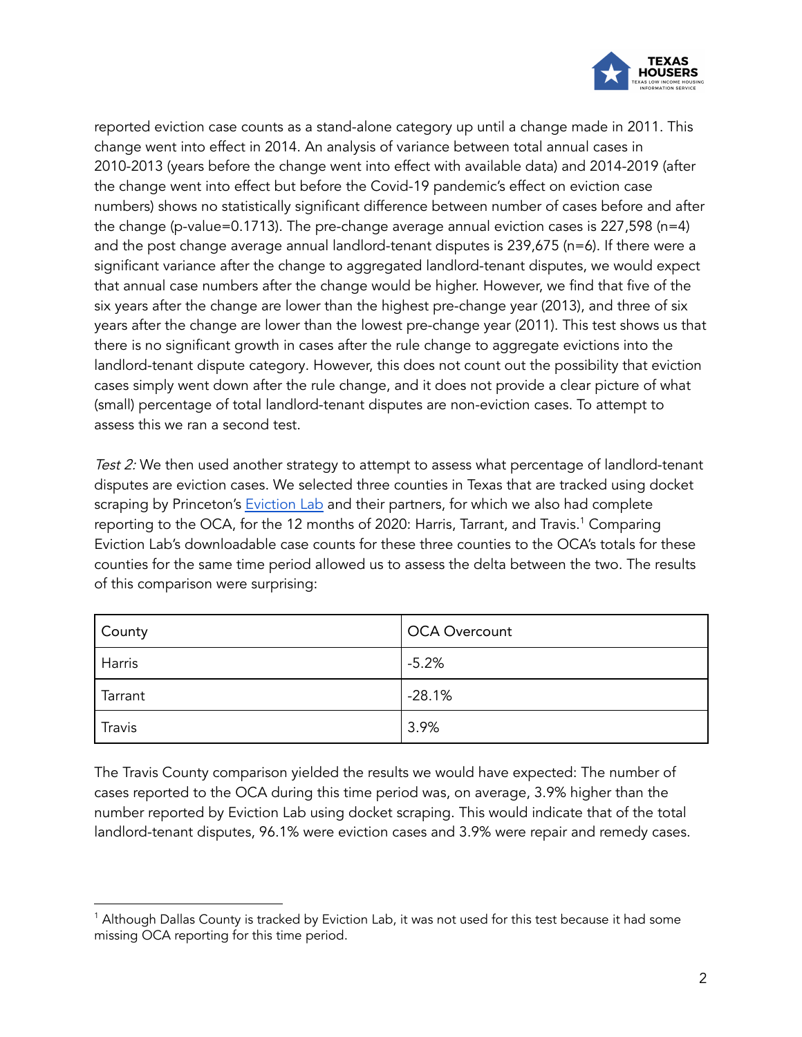reported eviction case counts as a stand-alone category up until a change made in 2011. This change went into effect in 2014. An analysis of variance between total annual cases in 2010-2013 (years before the change went into effect with available data) and 2014-2019 (after the change went into effect but before the Covid-19 pandemic's effect on eviction case numbers) shows no statistically significant difference between number of cases before and after the change (p-value=0.1713). The pre-change average annual eviction cases is 227,598 (n=4) and the post change average annual landlord-tenant disputes is 239,675 (n=6). If there were a significant variance after the change to aggregated landlord-tenant disputes, we would expect that annual case numbers after the change would be higher. However, we find that five of the six years after the change are lower than the highest pre-change year (2013), and three of six years after the change are lower than the lowest pre-change year (2011). This test shows us that there is no significant growth in cases after the rule change to aggregate evictions into the landlord-tenant dispute category. However, this does not count out the possibility that eviction cases simply went down after the rule change, and it does not provide a clear picture of what (small) percentage of total landlord-tenant disputes are non-eviction cases. To attempt to assess this we ran a second test.

*Test 2:* We then used another strategy to attempt to assess what percentage of landlord-tenant disputes are eviction cases. We selected three counties in Texas that are tracked using docket scraping by Princeton's Eviction Lab and their partners, for which we also had complete reporting to the OCA, for the 12 months of 2020: Harris, Tarrant, and Travis.[1] Comparing Eviction Lab's downloadable case counts for these three counties to the OCA's totals for these counties for the same time period allowed us to assess the delta between the two. The results of this comparison were surprising:

| County | OCA Overcount |
|---|---|
| Harris | -5.2% |
| Tarrant | -28.1% |
| Travis | 3.9% |

The Travis County comparison yielded the results we would have expected: The number of cases reported to the OCA during this time period was, on average, 3.9% higher than the number reported by Eviction Lab using docket scraping. This would indicate that of the total landlord-tenant disputes, 96.1% were eviction cases and 3.9% were repair and remedy cases.

[1] Although Dallas County is tracked by Eviction Lab, it was not used for this test because it had some missing OCA reporting for this time period.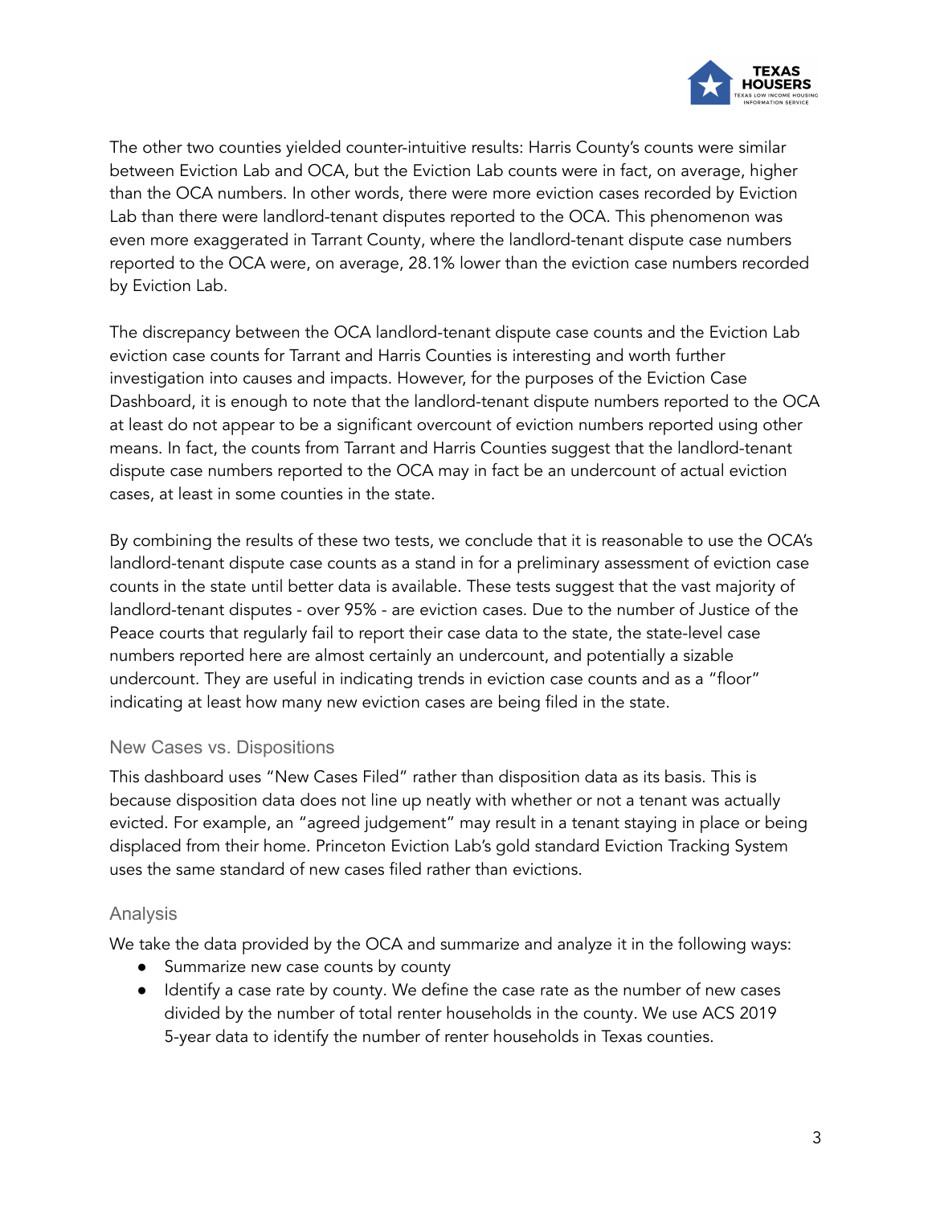The other two counties yielded counter-intuitive results: Harris County's counts were similar between Eviction Lab and OCA, but the Eviction Lab counts were in fact, on average, higher than the OCA numbers. In other words, there were more eviction cases recorded by Eviction Lab than there were landlord-tenant disputes reported to the OCA. This phenomenon was even more exaggerated in Tarrant County, where the landlord-tenant dispute case numbers reported to the OCA were, on average, 28.1% lower than the eviction case numbers recorded by Eviction Lab.

The discrepancy between the OCA landlord-tenant dispute case counts and the Eviction Lab eviction case counts for Tarrant and Harris Counties is interesting and worth further investigation into causes and impacts. However, for the purposes of the Eviction Case Dashboard, it is enough to note that the landlord-tenant dispute numbers reported to the OCA at least do not appear to be a significant overcount of eviction numbers reported using other means. In fact, the counts from Tarrant and Harris Counties suggest that the landlord-tenant dispute case numbers reported to the OCA may in fact be an undercount of actual eviction cases, at least in some counties in the state.

By combining the results of these two tests, we conclude that it is reasonable to use the OCA's landlord-tenant dispute case counts as a stand in for a preliminary assessment of eviction case counts in the state until better data is available. These tests suggest that the vast majority of landlord-tenant disputes - over 95% - are eviction cases. Due to the number of Justice of the Peace courts that regularly fail to report their case data to the state, the state-level case numbers reported here are almost certainly an undercount, and potentially a sizable undercount. They are useful in indicating trends in eviction case counts and as a "floor" indicating at least how many new eviction cases are being filed in the state.

### New Cases vs. Dispositions

This dashboard uses "New Cases Filed" rather than disposition data as its basis. This is because disposition data does not line up neatly with whether or not a tenant was actually evicted. For example, an "agreed judgement" may result in a tenant staying in place or being displaced from their home. Princeton Eviction Lab's gold standard Eviction Tracking System uses the same standard of new cases filed rather than evictions.

### Analysis

We take the data provided by the OCA and summarize and analyze it in the following ways:

- Summarize new case counts by county
- Identify a case rate by county. We define the case rate as the number of new cases divided by the number of total renter households in the county. We use ACS 2019 5-year data to identify the number of renter households in Texas counties.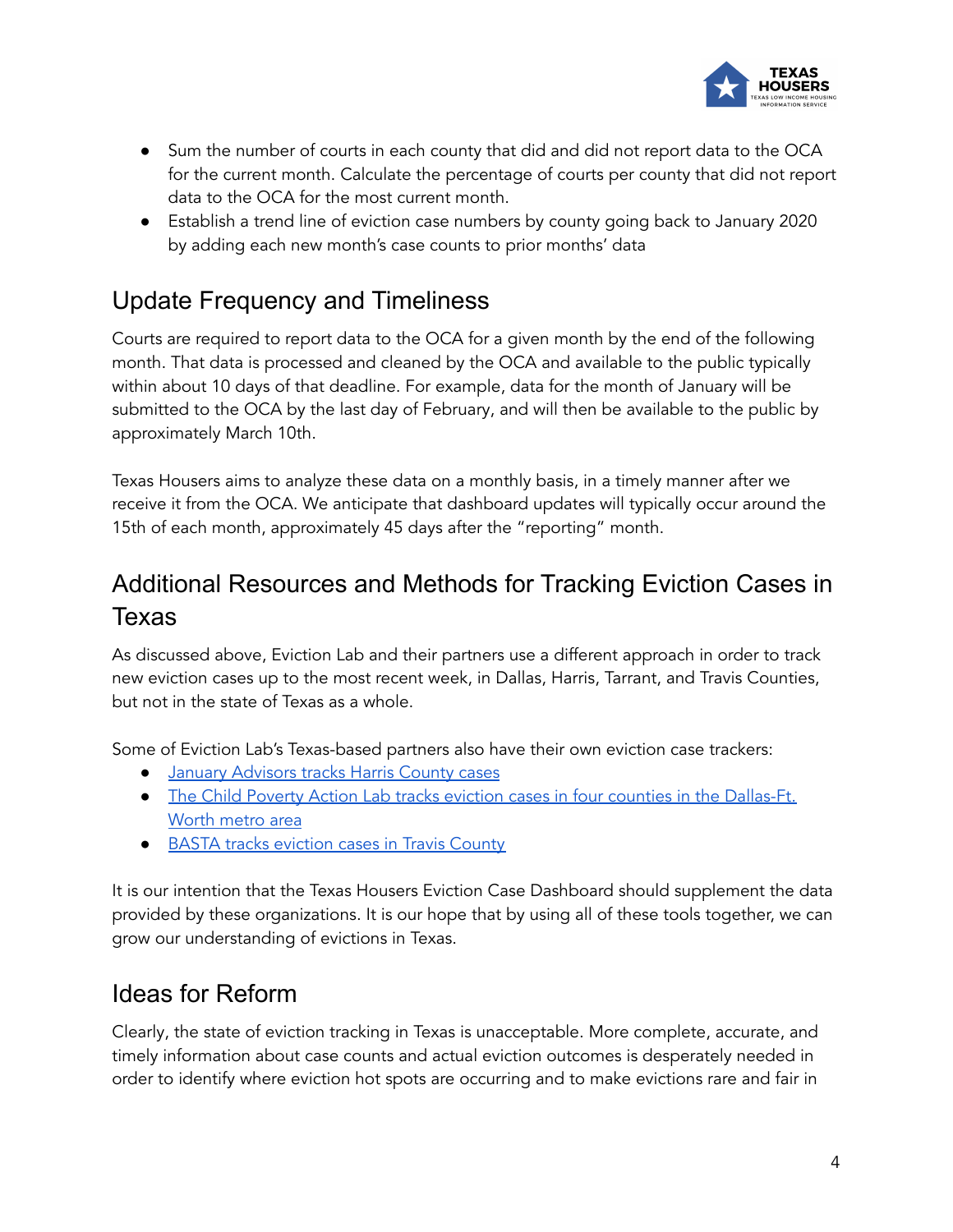- Sum the number of courts in each county that did and did not report data to the OCA for the current month. Calculate the percentage of courts per county that did not report data to the OCA for the most current month.
- Establish a trend line of eviction case numbers by county going back to January 2020 by adding each new month's case counts to prior months' data

## Update Frequency and Timeliness

Courts are required to report data to the OCA for a given month by the end of the following month. That data is processed and cleaned by the OCA and available to the public typically within about 10 days of that deadline. For example, data for the month of January will be submitted to the OCA by the last day of February, and will then be available to the public by approximately March 10th.

Texas Housers aims to analyze these data on a monthly basis, in a timely manner after we receive it from the OCA. We anticipate that dashboard updates will typically occur around the 15th of each month, approximately 45 days after the "reporting" month.

## Additional Resources and Methods for Tracking Eviction Cases in Texas

As discussed above, Eviction Lab and their partners use a different approach in order to track new eviction cases up to the most recent week, in Dallas, Harris, Tarrant, and Travis Counties, but not in the state of Texas as a whole.

Some of Eviction Lab's Texas-based partners also have their own eviction case trackers:

- January Advisors tracks Harris County cases
- The Child Poverty Action Lab tracks eviction cases in four counties in the Dallas-Ft. Worth metro area
- BASTA tracks eviction cases in Travis County

It is our intention that the Texas Housers Eviction Case Dashboard should supplement the data provided by these organizations. It is our hope that by using all of these tools together, we can grow our understanding of evictions in Texas.

## Ideas for Reform

Clearly, the state of eviction tracking in Texas is unacceptable. More complete, accurate, and timely information about case counts and actual eviction outcomes is desperately needed in order to identify where eviction hot spots are occurring and to make evictions rare and fair in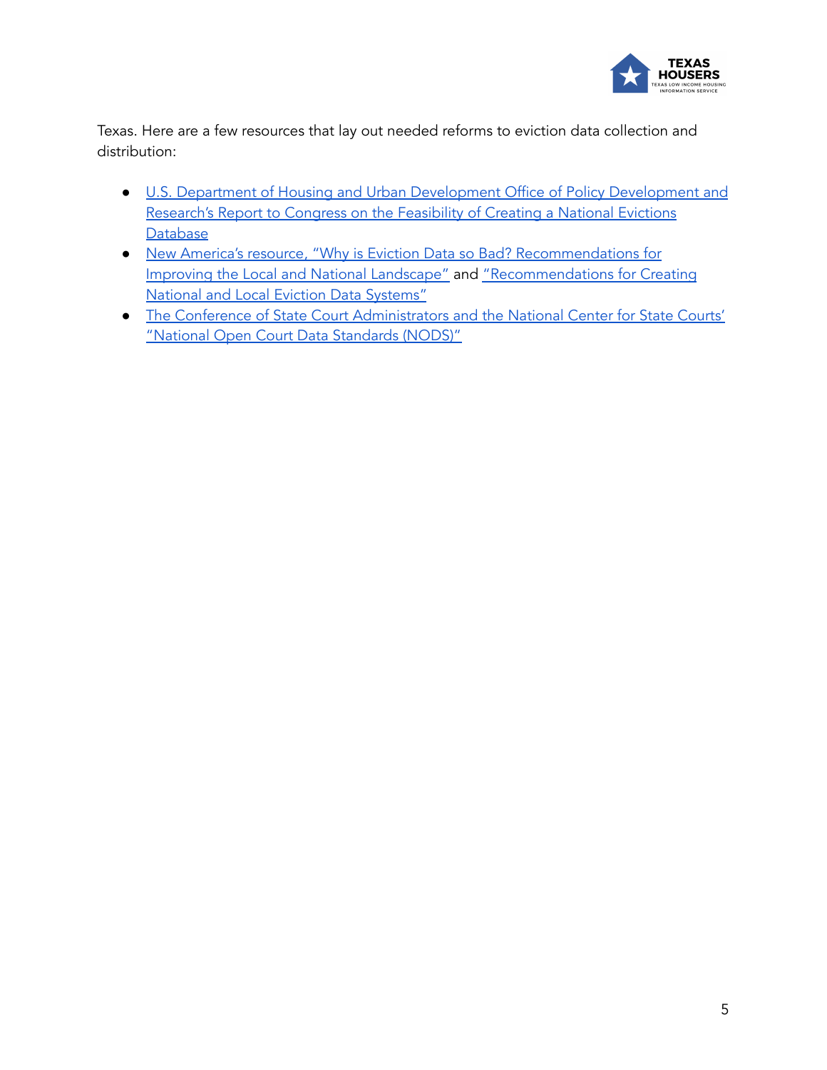Texas. Here are a few resources that lay out needed reforms to eviction data collection and distribution:

- U.S. Department of Housing and Urban Development Office of Policy Development and Research's Report to Congress on the Feasibility of Creating a National Evictions Database
- New America's resource, "Why is Eviction Data so Bad? Recommendations for Improving the Local and National Landscape" and "Recommendations for Creating National and Local Eviction Data Systems"
- The Conference of State Court Administrators and the National Center for State Courts' "National Open Court Data Standards (NODS)"